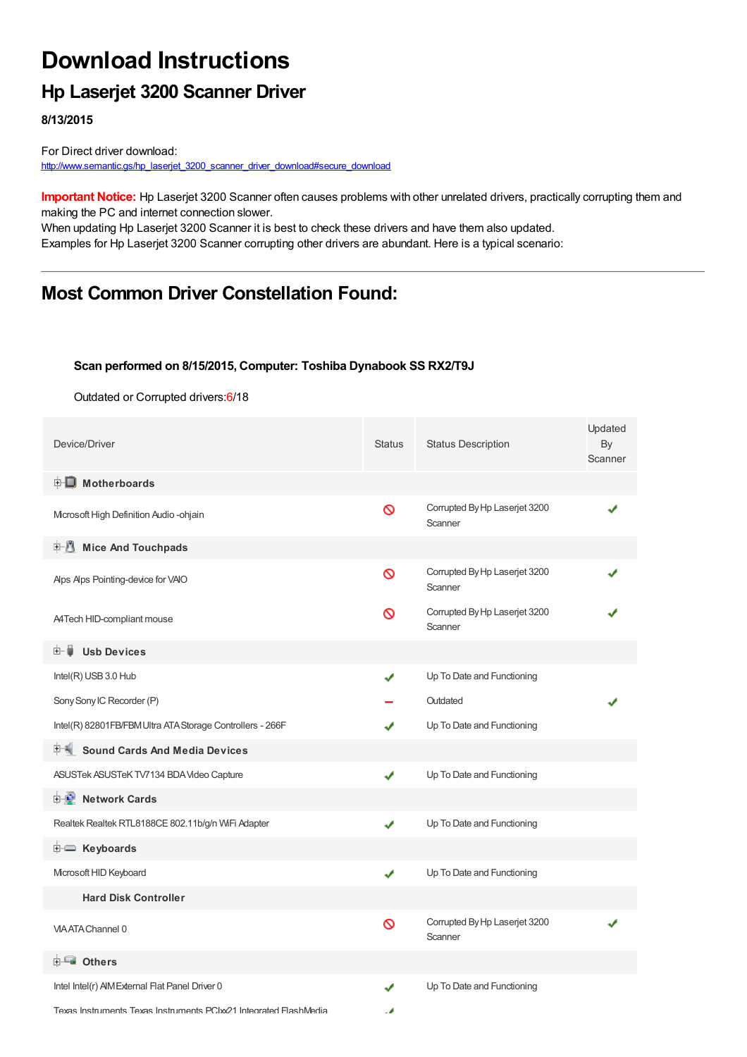# Download Instructions

## Hp Laserjet 3200 Scanner Driver

**8/13/2015**

For Direct driver download:
http://www.semantic.gs/hp_laserjet_3200_scanner_driver_download#secure_download

**Important Notice:** Hp Laserjet 3200 Scanner often causes problems with other unrelated drivers, practically corrupting them and making the PC and internet connection slower.
When updating Hp Laserjet 3200 Scanner it is best to check these drivers and have them also updated.
Examples for Hp Laserjet 3200 Scanner corrupting other drivers are abundant. Here is a typical scenario:

---

## Most Common Driver Constellation Found:

**Scan performed on 8/15/2015, Computer: Toshiba Dynabook SS RX2/T9J**

Outdated or Corrupted drivers:6/18

| Device/Driver | Status | Status Description | Updated By Scanner |
|---|---|---|---|
| **Motherboards** | | | |
| Microsoft High Definition Audio -ohjain | ⊘ | Corrupted By Hp Laserjet 3200 Scanner | ✔ |
| **Mice And Touchpads** | | | |
| Alps Alps Pointing-device for VAIO | ⊘ | Corrupted By Hp Laserjet 3200 Scanner | ✔ |
| A4Tech HID-compliant mouse | ⊘ | Corrupted By Hp Laserjet 3200 Scanner | ✔ |
| **Usb Devices** | | | |
| Intel(R) USB 3.0 Hub | ✔ | Up To Date and Functioning | |
| Sony Sony IC Recorder (P) | – | Outdated | ✔ |
| Intel(R) 82801FB/FBM Ultra ATA Storage Controllers - 266F | ✔ | Up To Date and Functioning | |
| **Sound Cards And Media Devices** | | | |
| ASUSTek ASUSTeK TV7134 BDA Video Capture | ✔ | Up To Date and Functioning | |
| **Network Cards** | | | |
| Realtek Realtek RTL8188CE 802.11b/g/n WiFi Adapter | ✔ | Up To Date and Functioning | |
| **Keyboards** | | | |
| Microsoft HID Keyboard | ✔ | Up To Date and Functioning | |
| **Hard Disk Controller** | | | |
| VIA ATA Channel 0 | ⊘ | Corrupted By Hp Laserjet 3200 Scanner | ✔ |
| **Others** | | | |
| Intel Intel(r) AIM External Flat Panel Driver 0 | ✔ | Up To Date and Functioning | |
| Texas Instruments Texas Instruments PCIxx21 Integrated FlashMedia | ✔ | | |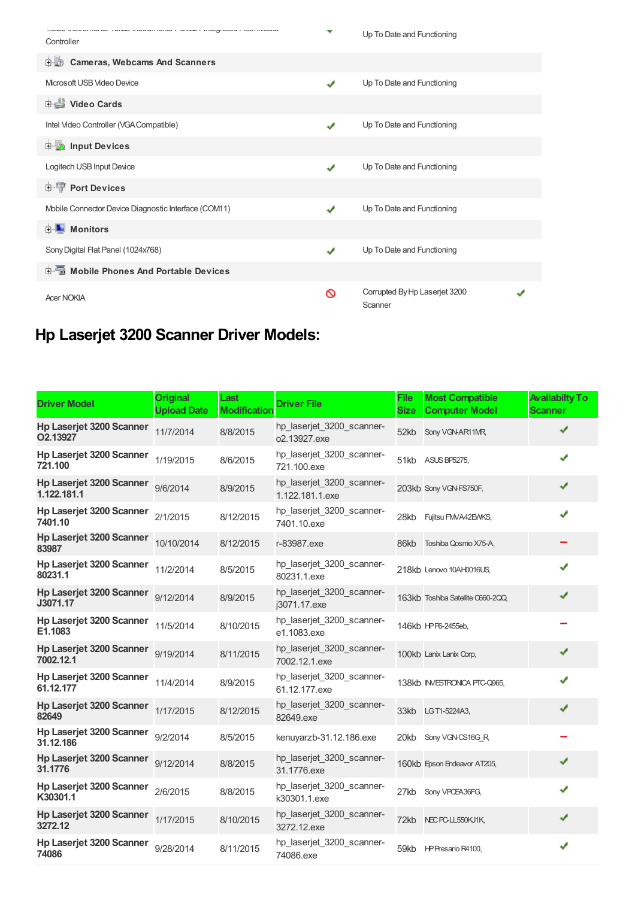| | | |
|---|---|---|
| Texas Instruments Texas Instruments PCIxx21 Integrated FlashMedia Controller | ✔ | Up To Date and Functioning |
| **Cameras, Webcams And Scanners** | | |
| Microsoft USB Video Device | ✔ | Up To Date and Functioning |
| **Video Cards** | | |
| Intel Video Controller (VGA Compatible) | ✔ | Up To Date and Functioning |
| **Input Devices** | | |
| Logitech USB Input Device | ✔ | Up To Date and Functioning |
| **Port Devices** | | |
| Mobile Connector Device Diagnostic Interface (COM11) | ✔ | Up To Date and Functioning |
| **Monitors** | | |
| Sony Digital Flat Panel (1024x768) | ✔ | Up To Date and Functioning |
| **Mobile Phones And Portable Devices** | | |
| Acer NOKIA | 🚫 | Corrupted By Hp Laserjet 3200 Scanner ✔ |

## Hp Laserjet 3200 Scanner Driver Models:

| Driver Model | Original Upload Date | Last Modification | Driver File | File Size | Most Compatible Computer Model | Availabilty To Scanner |
|---|---|---|---|---|---|---|
| Hp Laserjet 3200 Scanner O2.13927 | 11/7/2014 | 8/8/2015 | hp_laserjet_3200_scanner-o2.13927.exe | 52kb | Sony VGN-AR11MR, | ✔ |
| Hp Laserjet 3200 Scanner 721.100 | 1/19/2015 | 8/6/2015 | hp_laserjet_3200_scanner-721.100.exe | 51kb | ASUS BP5275, | ✔ |
| Hp Laserjet 3200 Scanner 1.122.181.1 | 9/6/2014 | 8/9/2015 | hp_laserjet_3200_scanner-1.122.181.1.exe | 203kb | Sony VGN-FS750F, | ✔ |
| Hp Laserjet 3200 Scanner 7401.10 | 2/1/2015 | 8/12/2015 | hp_laserjet_3200_scanner-7401.10.exe | 28kb | Fujitsu FMVA42EWKS, | ✔ |
| Hp Laserjet 3200 Scanner 83987 | 10/10/2014 | 8/12/2015 | r-83987.exe | 86kb | Toshiba Qosmio X75-A, | – |
| Hp Laserjet 3200 Scanner 80231.1 | 11/2/2014 | 8/5/2015 | hp_laserjet_3200_scanner-80231.1.exe | 218kb | Lenovo 10AH0016US, | ✔ |
| Hp Laserjet 3200 Scanner J3071.17 | 9/12/2014 | 8/9/2015 | hp_laserjet_3200_scanner-j3071.17.exe | 163kb | Toshiba Satellite C660-2QQ, | ✔ |
| Hp Laserjet 3200 Scanner E1.1083 | 11/5/2014 | 8/10/2015 | hp_laserjet_3200_scanner-e1.1083.exe | 146kb | HP P6-2455eb, | – |
| Hp Laserjet 3200 Scanner 7002.12.1 | 9/19/2014 | 8/11/2015 | hp_laserjet_3200_scanner-7002.12.1.exe | 100kb | Lanix Lanix Corp, | ✔ |
| Hp Laserjet 3200 Scanner 61.12.177 | 11/4/2014 | 8/9/2015 | hp_laserjet_3200_scanner-61.12.177.exe | 138kb | INVESTRONICA PTC-Q965, | ✔ |
| Hp Laserjet 3200 Scanner 82649 | 1/17/2015 | 8/12/2015 | hp_laserjet_3200_scanner-82649.exe | 33kb | LG T1-5224A3, | ✔ |
| Hp Laserjet 3200 Scanner 31.12.186 | 9/2/2014 | 8/5/2015 | kenuyarzb-31.12.186.exe | 20kb | Sony VGN-CS16G_R, | – |
| Hp Laserjet 3200 Scanner 31.1776 | 9/12/2014 | 8/8/2015 | hp_laserjet_3200_scanner-31.1776.exe | 160kb | Epson Endeavor AT205, | ✔ |
| Hp Laserjet 3200 Scanner K30301.1 | 2/6/2015 | 8/8/2015 | hp_laserjet_3200_scanner-k30301.1.exe | 27kb | Sony VPCEA36FG, | ✔ |
| Hp Laserjet 3200 Scanner 3272.12 | 1/17/2015 | 8/10/2015 | hp_laserjet_3200_scanner-3272.12.exe | 72kb | NEC PC-LL550KJ1K, | ✔ |
| Hp Laserjet 3200 Scanner 74086 | 9/28/2014 | 8/11/2015 | hp_laserjet_3200_scanner-74086.exe | 59kb | HP Presario R4100, | ✔ |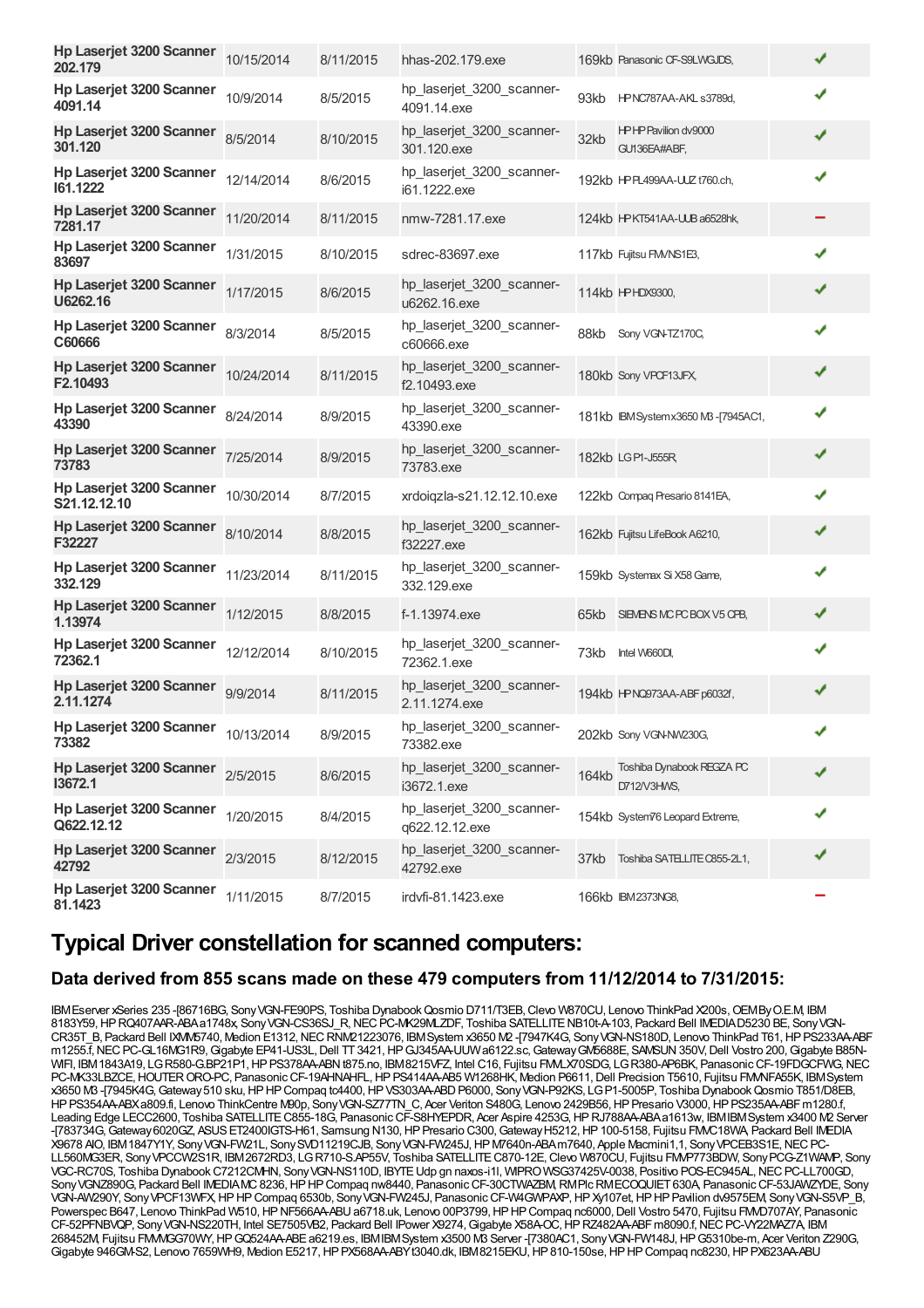| | | | | | | |
|---|---|---|---|---|---|---|
| **Hp Laserjet 3200 Scanner 202.179** | 10/15/2014 | 8/11/2015 | hhas-202.179.exe | 169kb | Panasonic CF-S9LWGJDS, | ✔ |
| **Hp Laserjet 3200 Scanner 4091.14** | 10/9/2014 | 8/5/2015 | hp_laserjet_3200_scanner-4091.14.exe | 93kb | HP NC787AA-AKL s3789d, | ✔ |
| **Hp Laserjet 3200 Scanner 301.120** | 8/5/2014 | 8/10/2015 | hp_laserjet_3200_scanner-301.120.exe | 32kb | HP HP Pavilion dv9000 GU136EA#ABF, | ✔ |
| **Hp Laserjet 3200 Scanner I61.1222** | 12/14/2014 | 8/6/2015 | hp_laserjet_3200_scanner-i61.1222.exe | 192kb | HP FL499AA-UUZ t760.ch, | ✔ |
| **Hp Laserjet 3200 Scanner 7281.17** | 11/20/2014 | 8/11/2015 | nmw-7281.17.exe | 124kb | HP KT541AA-UUB a6528hk, | − |
| **Hp Laserjet 3200 Scanner 83697** | 1/31/2015 | 8/10/2015 | sdrec-83697.exe | 117kb | Fujitsu FMVNS1E3, | ✔ |
| **Hp Laserjet 3200 Scanner U6262.16** | 1/17/2015 | 8/6/2015 | hp_laserjet_3200_scanner-u6262.16.exe | 114kb | HP HDX9300, | ✔ |
| **Hp Laserjet 3200 Scanner C60666** | 8/3/2014 | 8/5/2015 | hp_laserjet_3200_scanner-c60666.exe | 88kb | Sony VGN-TZ170C, | ✔ |
| **Hp Laserjet 3200 Scanner F2.10493** | 10/24/2014 | 8/11/2015 | hp_laserjet_3200_scanner-f2.10493.exe | 180kb | Sony VPCF13JFX, | ✔ |
| **Hp Laserjet 3200 Scanner 43390** | 8/24/2014 | 8/9/2015 | hp_laserjet_3200_scanner-43390.exe | 181kb | IBM System x3650 M3 -[7945AC1, | ✔ |
| **Hp Laserjet 3200 Scanner 73783** | 7/25/2014 | 8/9/2015 | hp_laserjet_3200_scanner-73783.exe | 182kb | LG P1-J555R, | ✔ |
| **Hp Laserjet 3200 Scanner S21.12.12.10** | 10/30/2014 | 8/7/2015 | xrdoiqzla-s21.12.12.10.exe | 122kb | Compaq Presario 8141EA, | ✔ |
| **Hp Laserjet 3200 Scanner F32227** | 8/10/2014 | 8/8/2015 | hp_laserjet_3200_scanner-f32227.exe | 162kb | Fujitsu LifeBook A6210, | ✔ |
| **Hp Laserjet 3200 Scanner 332.129** | 11/23/2014 | 8/11/2015 | hp_laserjet_3200_scanner-332.129.exe | 159kb | Systemax Si X58 Game, | ✔ |
| **Hp Laserjet 3200 Scanner 1.13974** | 1/12/2015 | 8/8/2015 | f-1.13974.exe | 65kb | SIEMENS MC PC BOX V5 OPB, | ✔ |
| **Hp Laserjet 3200 Scanner 72362.1** | 12/12/2014 | 8/10/2015 | hp_laserjet_3200_scanner-72362.1.exe | 73kb | Intel W660DI, | ✔ |
| **Hp Laserjet 3200 Scanner 2.11.1274** | 9/9/2014 | 8/11/2015 | hp_laserjet_3200_scanner-2.11.1274.exe | 194kb | HP NQ973AA-ABF p6032f, | ✔ |
| **Hp Laserjet 3200 Scanner 73382** | 10/13/2014 | 8/9/2015 | hp_laserjet_3200_scanner-73382.exe | 202kb | Sony VGN-NW230G, | ✔ |
| **Hp Laserjet 3200 Scanner I3672.1** | 2/5/2015 | 8/6/2015 | hp_laserjet_3200_scanner-i3672.1.exe | 164kb | Toshiba Dynabook REGZA PC D712/V3HWS, | ✔ |
| **Hp Laserjet 3200 Scanner Q622.12.12** | 1/20/2015 | 8/4/2015 | hp_laserjet_3200_scanner-q622.12.12.exe | 154kb | System76 Leopard Extreme, | ✔ |
| **Hp Laserjet 3200 Scanner 42792** | 2/3/2015 | 8/12/2015 | hp_laserjet_3200_scanner-42792.exe | 37kb | Toshiba SATELLITE C855-2L1, | ✔ |
| **Hp Laserjet 3200 Scanner 81.1423** | 1/11/2015 | 8/7/2015 | irdvfi-81.1423.exe | 166kb | IBM 2373NG8, | − |

## Typical Driver constellation for scanned computers:

### Data derived from 855 scans made on these 479 computers from 11/12/2014 to 7/31/2015:

IBM Eserver xSeries 235 -[86716BG, Sony VGN-FE90PS, Toshiba Dynabook Qosmio D711/T3EB, Clevo W870CU, Lenovo ThinkPad X200s, OEM By O.E.M, IBM 8183Y59, HP RQ407AAR-ABA a1748x, Sony VGN-CS36SJ_R, NEC PC-MK29MLZDF, Toshiba SATELLITE NB10t-A-103, Packard Bell IMEDIA D5230 BE, Sony VGN-CR35T_B, Packard Bell IXMM5740, Medion E1312, NEC RNM21223076, IBM System x3650 M2 -[7947K4G, Sony VGN-NS180D, Lenovo ThinkPad T61, HP PS233AA-ABF m1255.f, NEC PC-GL16MG1R9, Gigabyte EP41-US3L, Dell TT 3421, HP GJ345AA-UUW a6122.sc, Gateway GM5688E, SAMSUN 350V, Dell Vostro 200, Gigabyte B85N-WIFI, IBM 1843A19, LG R580-G.BP21P1, HP PS378AA-ABN t875.no, IBM 8215VFZ, Intel C16, Fujitsu FMLX70SDG, LG R380-AP6BK, Panasonic CF-19FDGCFWG, NEC PC-MK33LBZCE, HOUTER ORO-PC, Panasonic CF-19AHNAHFL, HP PS414AA-AB5 W1268HK, Medion P6611, Dell Precision T5610, Fujitsu FMVNFA55K, IBM System x3650 M3 -[7945K4G, Gateway 510 sku, HP HP Compaq tc4400, HP VS303AA-ABD P6000, Sony VGN-P92KS, LG P1-5005P, Toshiba Dynabook Qosmio T851/D8EB, HP PS354AA-ABX a809.fi, Lenovo ThinkCentre M90p, Sony VGN-SZ77TN_C, Acer Veriton S480G, Lenovo 2429B56, HP Presario V3000, HP PS235AA-ABF m1280.f, Leading Edge LECC2600, Toshiba SATELLITE C855-18G, Panasonic CF-S8HYEPDR, Acer Aspire 4253G, HP RJ788AA-ABA a1613w, IBM IBM System x3400 M2 Server -[783734G, Gateway 6020GZ, ASUS ET2400IGTS-H61, Samsung N130, HP Presario C300, Gateway H5212, HP 100-5158, Fujitsu FMVC18WA, Packard Bell IMEDIA X9678 AIO, IBM 1847Y1Y, Sony VGN-FW21L, Sony SVD11219CJB, Sony VGN-FW245J, HP M7640n-ABA m7640, Apple Macmini1,1, Sony VPCEB3S1E, NEC PC-LL560MG3ER, Sony VPCCW2S1R, IBM 2672RD3, LG R710-S.AP55V, Toshiba SATELLITE C870-12E, Clevo W870CU, Fujitsu FMVP773BDW, Sony PCG-Z1WAMP, Sony VGC-RC70S, Toshiba Dynabook C7212CMHN, Sony VGN-NS110D, IBYTE Udp gn naxos-i1l, WIPRO WSG37425V-0038, Positivo POS-EC945AL, NEC PC-LL700GD, Sony VGNZ890G, Packard Bell IMEDIA MC 8236, HP HP Compaq nw8440, Panasonic CF-30CTWAZBM, RM Plc RM ECOQUIET 630A, Panasonic CF-53JAWZYDE, Sony VGN-AW290Y, Sony VPCF13WFX, HP HP Compaq 6530b, Sony VGN-FW245J, Panasonic CF-W4GWPAXP, HP Xy107et, HP HP Pavilion dv9575EM, Sony VGN-S5VP_B, Powerspec B647, Lenovo ThinkPad W510, HP NF566AA-ABU a6718.uk, Lenovo 00P3799, HP HP Compaq nc6000, Dell Vostro 5470, Fujitsu FMVD707AY, Panasonic CF-52PFNBVQP, Sony VGN-NS220TH, Intel SE7505VB2, Packard Bell IPower X9274, Gigabyte X58A-OC, HP RZ482AA-ABF m8090.f, NEC PC-VY22MAZ7A, IBM 268452M, Fujitsu FMMGG70WY, HP GQ524AA-ABE a6219.es, IBM IBM System x3500 M3 Server -[7380AC1, Sony VGN-FW148J, HP G5310be-m, Acer Veriton Z290G, Gigabyte 946GM-S2, Lenovo 7659WH9, Medion E5217, HP PX568AA-ABY t3040.dk, IBM 8215EKU, HP 810-150se, HP HP Compaq nc8230, HP PX623AA-ABU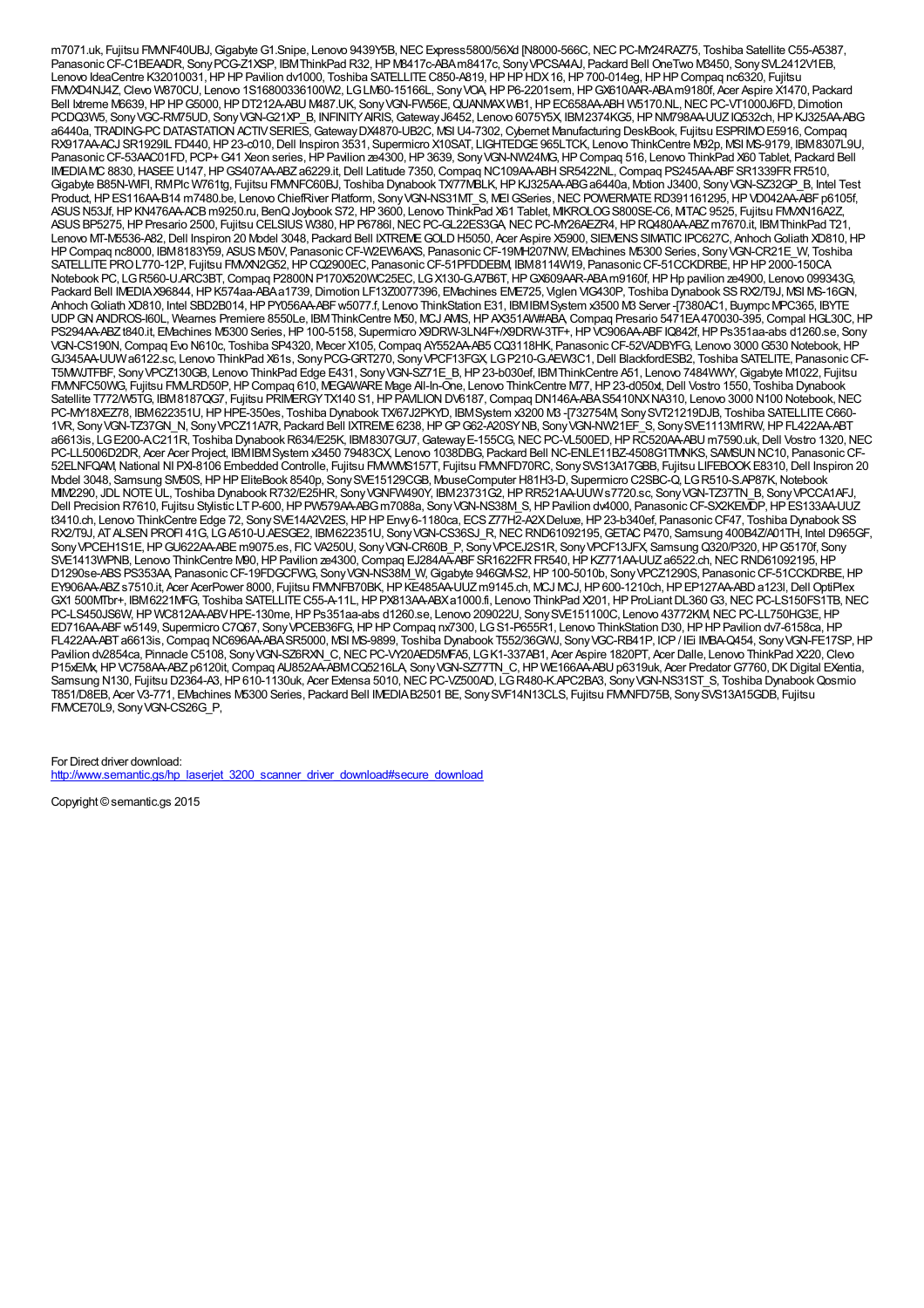m7071.uk, Fujitsu FMVNF40UBJ, Gigabyte G1.Snipe, Lenovo 9439Y5B, NEC Express5800/56Xd [N8000-566C, NEC PC-MY24RAZ75, Toshiba Satellite C55-A5387, Panasonic CF-C1BEAADR, Sony PCG-Z1XSP, IBM ThinkPad R32, HP M8417c-ABA m8417c, Sony VPCSA4AJ, Packard Bell OneTwo M3450, Sony SVL2412V1EB, Lenovo IdeaCentre K32010031, HP HP Pavilion dv1000, Toshiba SATELLITE C850-A819, HP HP HDX16, HP 700-014eg, HP HP Compaq nc6320, Fujitsu FMVXD4NJ4Z, Clevo W870CU, Lenovo 1S16800336100W2, LG LM60-15166L, Sony VOA, HP P6-2201sem, HP GX610AAR-ABA m9180f, Acer Aspire X1470, Packard Bell Ixtreme M6639, HP HP G5000, HP DT212A-ABU M487.UK, Sony VGN-FW56E, QUANMAX WB1, HP EC658AA-ABH W5170.NL, NEC PC-VT1000J6FD, Dimotion PCDQ3W5, Sony VGC-RM75UD, Sony VGN-G21XP_B, INFINITY AIRIS, Gateway J6452, Lenovo 6075Y5X, IBM 2374KG5, HP NM798AA-UUZ IQ532ch, HP KJ325AA-ABG a6440a, TRADING-PC DATASTATION ACTIV SERIES, Gateway DX4870-UB2C, MSI U4-7302, Cybernet Manufacturing DeskBook, Fujitsu ESPRIMO E5916, Compaq RX917AA-ACJ SR1929IL FD440, HP 23-c010, Dell Inspiron 3531, Supermicro X10SAT, LIGHTEDGE 965LTCK, Lenovo ThinkCentre M92p, MSI MS-9179, IBM 8307L9U, Panasonic CF-53AAC01FD, PCP+ G41 Xeon series, HP Pavilion ze4300, HP 3639, Sony VGN-NW24MG, HP Compaq 516, Lenovo ThinkPad X60 Tablet, Packard Bell IMEDIA MC 8830, HASEE U147, HP GS407AA-ABZ a6229.it, Dell Latitude 7350, Compaq NC109AA-ABH SR5422NL, Compaq PS245AA-ABF SR1339FR FR510, Gigabyte B85N-WIFI, RM Plc W761tg, Fujitsu FMVNFC60BJ, Toshiba Dynabook TX/77MBLK, HP KJ325AA-ABG a6440a, Motion J3400, Sony VGN-SZ32GP_B, Intel Test Product, HP ES116AA-B14 m7480.be, Lenovo ChiefRiver Platform, Sony VGN-NS31MT_S, MEI GSeries, NEC POWERMATE RD391161295, HP VD042AA-ABF p6105f, ASUS N53Jf, HP KN476AA-ACB m9250.ru, BenQ Joybook S72, HP 3600, Lenovo ThinkPad X61 Tablet, MIKROLOG S800SE-C6, MITAC 9525, Fujitsu FMVXN16A2Z, ASUS BP5275, HP Presario 2500, Fujitsu CELSIUS W380, HP P6786l, NEC PC-GL22ES3GA, NEC PC-MY26AEZR4, HP RQ480AA-ABZ m7670.it, IBM ThinkPad T21, Lenovo MT-M5536-A82, Dell Inspiron 20 Model 3048, Packard Bell IXTREME GOLD H5050, Acer Aspire X5900, SIEMENS SIMATIC IPC627C, Anhoch Goliath XD810, HP HP Compaq nc8000, IBM 8183Y59, ASUS M50V, Panasonic CF-W2EW6AXS, Panasonic CF-19MH207NW, EMachines M5300 Series, Sony VGN-CR21E_W, Toshiba SATELLITE PRO L770-12P, Fujitsu FMVXN2G52, HP CQ2900EC, Panasonic CF-51PFDDEBM, IBM 8114W19, Panasonic CF-51CCKDRBE, HP HP 2000-150CA Notebook PC, LG R560-U.ARC3BT, Compaq P2800N P170X520WC25EC, LG X130-G.A7B6T, HP GX609AAR-ABA m9160f, HP Hp pavilion ze4900, Lenovo 099343G, Packard Bell IMEDIA X96844, HP K574aa-ABA a1739, Dimotion LF13Z0077396, EMachines EME725, Viglen VIG430P, Toshiba Dynabook SS RX2/T9J, MSI MS-16GN, Anhoch Goliath XD810, Intel SBD2B014, HP PY056AA-ABF w5077.f, Lenovo ThinkStation E31, IBM IBM System x3500 M3 Server -[7380AC1, Buympc MPC365, IBYTE UDP GN ANDROS-I60L, Wearnes Premiere 8550Le, IBM ThinkCentre M50, MCJ AMIS, HP AX351AW#ABA, Compaq Presario 5471EA 470030-395, Compal HGL30C, HP PS294AA-ABZ t840.it, EMachines M5300 Series, HP 100-5158, Supermicro X9DRW-3LN4F+/X9DRW-3TF+, HP VC906AA-ABF IQ842f, HP Ps351aa-abs d1260.se, Sony VGN-CS190N, Compaq Evo N610c, Toshiba SP4320, Mecer X105, Compaq AY552AA-AB5 CQ3118HK, Panasonic CF-52VADBYFG, Lenovo 3000 G530 Notebook, HP GJ345AA-UUW a6122.sc, Lenovo ThinkPad X61s, Sony PCG-GRT270, Sony VPCF13FGX, LG P210-G.AEW3C1, Dell BlackfordESB2, Toshiba SATELITE, Panasonic CF-T5MWJTFBF, Sony VPCZ130GB, Lenovo ThinkPad Edge E431, Sony VGN-SZ71E_B, HP 23-b030ef, IBM ThinkCentre A51, Lenovo 7484WWY, Gigabyte M1022, Fujitsu FMVNFC50WG, Fujitsu FMVLRD50P, HP Compaq 610, MEGAWARE Mage All-In-One, Lenovo ThinkCentre M77, HP 23-d050xt, Dell Vostro 1550, Toshiba Dynabook Satellite T772/W5TG, IBM 8187QG7, Fujitsu PRIMERGY TX140 S1, HP PAVILION DV6187, Compaq DN146A-ABA S5410NX NA310, Lenovo 3000 N100 Notebook, NEC PC-MY18XEZ78, IBM 622351U, HP HPE-350es, Toshiba Dynabook TX/67J2PKYD, IBM System x3200 M3 -[732754M, Sony SVT21219DJB, Toshiba SATELLITE C660-1VR, Sony VGN-TZ37GN_N, Sony VPCZ11A7R, Packard Bell IXTREME 6238, HP GP G62-A20SY NB, Sony VGN-NW21EF_S, Sony SVE1113M1RW, HP FL422AA-ABT a6613is, LG E200-A.C211R, Toshiba Dynabook R634/E25K, IBM 8307GU7, Gateway E-155CG, NEC PC-VL500ED, HP RC520AA-ABU m7590.uk, Dell Vostro 1320, NEC PC-LL5006D2DR, Acer Acer Project, IBM IBM System x3450 79483CX, Lenovo 1038DBG, Packard Bell NC-ENLE11BZ-4508G1TMNKS, SAMSUN NC10, Panasonic CF-52ELNFQAM, National NI PXI-8106 Embedded Controlle, Fujitsu FMVWMS157T, Fujitsu FMVNFD70RC, Sony SVS13A17GBB, Fujitsu LIFEBOOK E8310, Dell Inspiron 20 Model 3048, Samsung SM50S, HP HP EliteBook 8540p, Sony SVE15129CGB, MouseComputer H81H3-D, Supermicro C2SBC-Q, LG R510-S.AP87K, Notebook MIM2290, JDL NOTE UL, Toshiba Dynabook R732/E25HR, Sony VGNFW490Y, IBM 23731G2, HP RR521AA-UUW s7720.sc, Sony VGN-TZ37TN_B, Sony VPCCA1AFJ, Dell Precision R7610, Fujitsu Stylistic LT P-600, HP PW579AA-ABG m7088a, Sony VGN-NS38M_S, HP Pavilion dv4000, Panasonic CF-SX2KEMDP, HP ES133AA-UUZ t3410.ch, Lenovo ThinkCentre Edge 72, Sony SVE14A2V2ES, HP HP Envy 6-1180ca, ECS Z77H2-A2X Deluxe, HP 23-b340ef, Panasonic CF47, Toshiba Dynabook SS RX2/T9J, AT ALSEN PROFI 41G, LG A510-U.AESGE2, IBM 622351U, Sony VGN-CS36SJ_R, NEC RND61092195, GETAC P470, Samsung 400B4Z/A01TH, Intel D965GF, Sony VPCEH1S1E, HP GU622AA-ABE m9075.es, FIC VA250U, Sony VGN-CR60B_P, Sony VPCEJ2S1R, Sony VPCF13JFX, Samsung Q320/P320, HP G5170f, Sony SVE1413WPNB, Lenovo ThinkCentre M90, HP Pavilion ze4300, Compaq EJ284AA-ABF SR1622FR FR540, HP KZ771AA-UUZ a6522.ch, NEC RND61092195, HP D1290se-ABS PS353AA, Panasonic CF-19FDGCFWG, Sony VGN-NS38M_W, Gigabyte 946GM-S2, HP 100-5010b, Sony VPCZ1290S, Panasonic CF-51CCKDRBE, HP EY906AA-ABZ s7510.it, Acer AcerPower 8000, Fujitsu FMVNFB70BK, HP KE485AA-UUZ m9145.ch, MCJ MCJ, HP 600-1210ch, HP EP127AA-ABD a123l, Dell OptiPlex GX1 500MTbr+, IBM 6221MFG, Toshiba SATELLITE C55-A-11L, HP PX813AA-ABX a1000.fi, Lenovo ThinkPad X201, HP ProLiant DL360 G3, NEC PC-LS150FS1TB, NEC PC-LS450JS6W, HP WC812AA-ABV HPE-130me, HP Ps351aa-abs d1260.se, Lenovo 209022U, Sony SVE151100C, Lenovo 43772KM, NEC PC-LL750HG3E, HP ED716AA-ABF w5149, Supermicro C7Q67, Sony VPCEB36FG, HP HP Compaq nx7300, LG S1-P655R1, Lenovo ThinkStation D30, HP HP Pavilion dv7-6158ca, HP FL422AA-ABT a6613is, Compaq NC696AA-ABA SR5000, MSI MS-9899, Toshiba Dynabook T552/36GWJ, Sony VGC-RB41P, ICP / IEi IMBA-Q454, Sony VGN-FE17SP, HP Pavilion dv2854ca, Pinnacle C5108, Sony VGN-SZ6RXN_C, NEC PC-VY20AED5MFA5, LG K1-337AB1, Acer Aspire 1820PT, Acer Dalle, Lenovo ThinkPad X220, Clevo P15xEMx, HP VC758AA-ABZ p6120it, Compaq AU852AA-ABM CQ5216LA, Sony VGN-SZ77TN_C, HP WE166AA-ABU p6319uk, Acer Predator G7760, DK Digital EXentia, Samsung N130, Fujitsu D2364-A3, HP 610-1130uk, Acer Extensa 5010, NEC PC-VZ500AD, LG R480-K.APC2BA3, Sony VGN-NS31ST_S, Toshiba Dynabook Qosmio T851/D8EB, Acer V3-771, EMachines M5300 Series, Packard Bell IMEDIA B2501 BE, Sony SVF14N13CLS, Fujitsu FMVNFD75B, Sony SVS13A15GDB, Fujitsu FMVCE70L9, Sony VGN-CS26G_P,

For Direct driver download:
http://www.semantic.gs/hp_laserjet_3200_scanner_driver_download#secure_download

Copyright © semantic.gs 2015